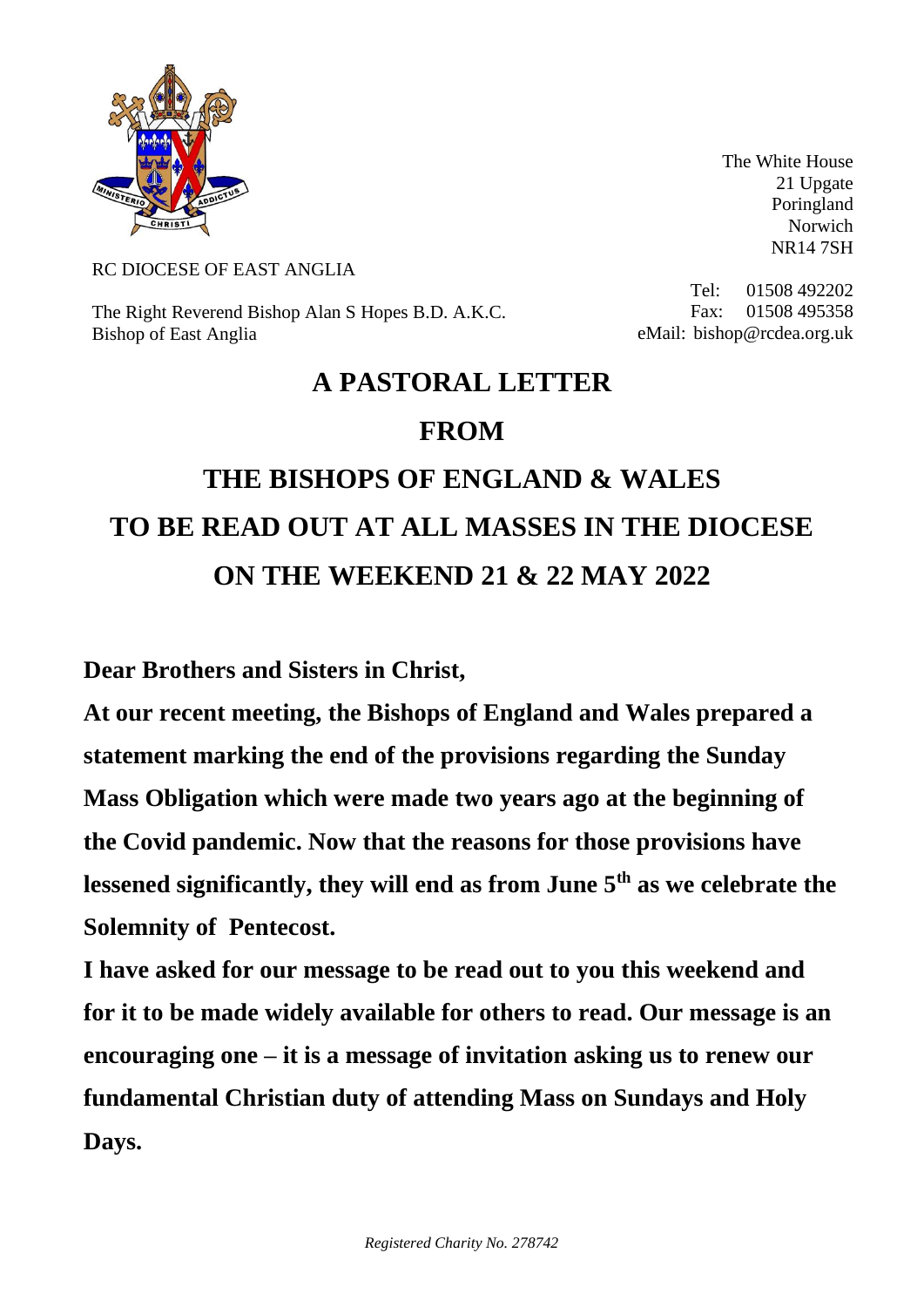The White House
21 Upgate
Poringland
Norwich
NR14 7SH

RC DIOCESE OF EAST ANGLIA

The Right Reverend Bishop Alan S Hopes B.D. A.K.C.
Bishop of East Anglia

Tel: 01508 492202
Fax: 01508 495358
eMail: bishop@rcdea.org.uk

# A PASTORAL LETTER FROM THE BISHOPS OF ENGLAND & WALES TO BE READ OUT AT ALL MASSES IN THE DIOCESE ON THE WEEKEND 21 & 22 MAY 2022

**Dear Brothers and Sisters in Christ,**

**At our recent meeting, the Bishops of England and Wales prepared a statement marking the end of the provisions regarding the Sunday Mass Obligation which were made two years ago at the beginning of the Covid pandemic. Now that the reasons for those provisions have lessened significantly, they will end as from June 5th as we celebrate the Solemnity of Pentecost.**

**I have asked for our message to be read out to you this weekend and for it to be made widely available for others to read. Our message is an encouraging one – it is a message of invitation asking us to renew our fundamental Christian duty of attending Mass on Sundays and Holy Days.**

*Registered Charity No. 278742*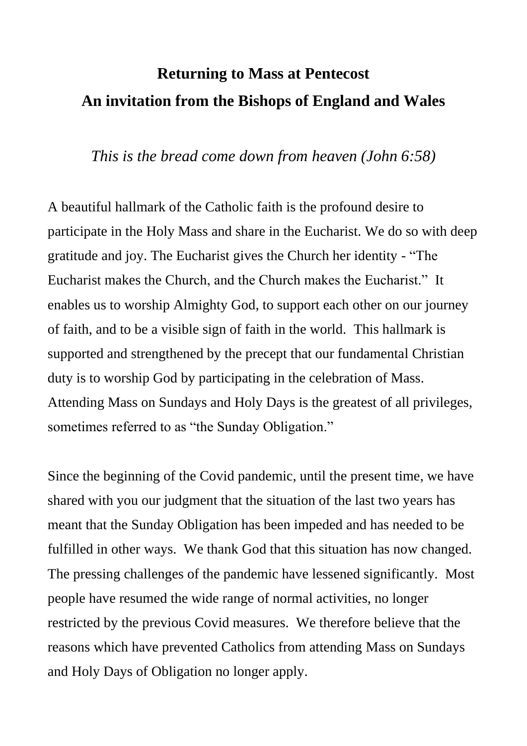# Returning to Mass at Pentecost
# An invitation from the Bishops of England and Wales

*This is the bread come down from heaven (John 6:58)*

A beautiful hallmark of the Catholic faith is the profound desire to participate in the Holy Mass and share in the Eucharist. We do so with deep gratitude and joy. The Eucharist gives the Church her identity - "The Eucharist makes the Church, and the Church makes the Eucharist." It enables us to worship Almighty God, to support each other on our journey of faith, and to be a visible sign of faith in the world. This hallmark is supported and strengthened by the precept that our fundamental Christian duty is to worship God by participating in the celebration of Mass. Attending Mass on Sundays and Holy Days is the greatest of all privileges, sometimes referred to as "the Sunday Obligation."

Since the beginning of the Covid pandemic, until the present time, we have shared with you our judgment that the situation of the last two years has meant that the Sunday Obligation has been impeded and has needed to be fulfilled in other ways. We thank God that this situation has now changed. The pressing challenges of the pandemic have lessened significantly. Most people have resumed the wide range of normal activities, no longer restricted by the previous Covid measures. We therefore believe that the reasons which have prevented Catholics from attending Mass on Sundays and Holy Days of Obligation no longer apply.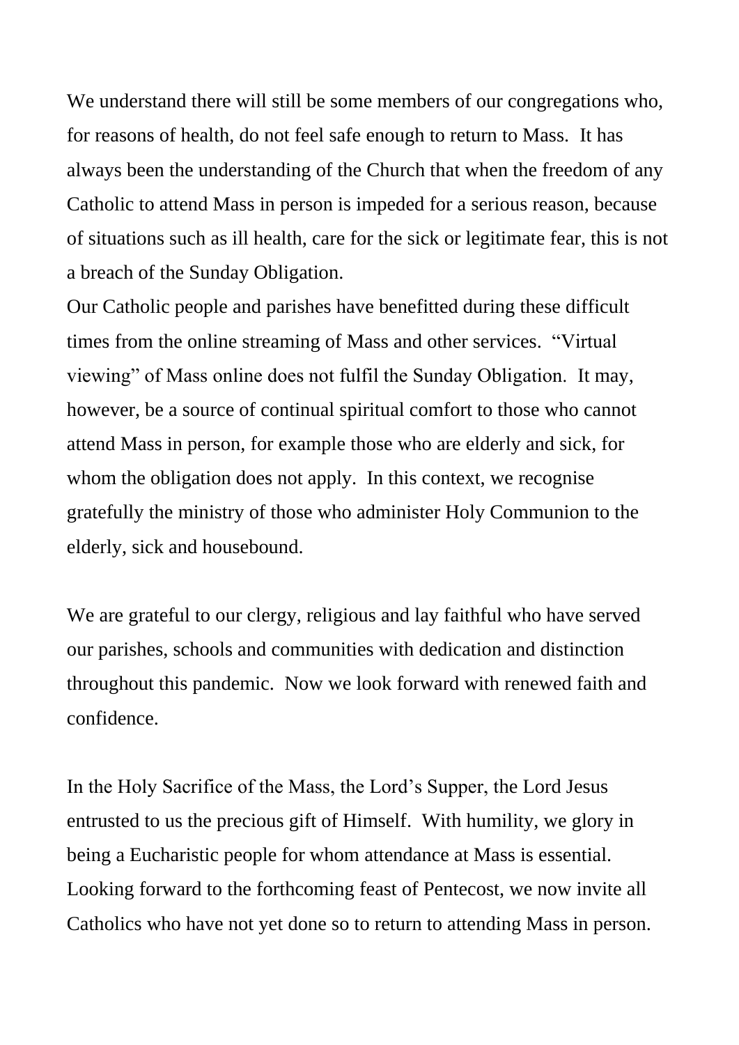We understand there will still be some members of our congregations who, for reasons of health, do not feel safe enough to return to Mass. It has always been the understanding of the Church that when the freedom of any Catholic to attend Mass in person is impeded for a serious reason, because of situations such as ill health, care for the sick or legitimate fear, this is not a breach of the Sunday Obligation.

Our Catholic people and parishes have benefitted during these difficult times from the online streaming of Mass and other services. "Virtual viewing" of Mass online does not fulfil the Sunday Obligation. It may, however, be a source of continual spiritual comfort to those who cannot attend Mass in person, for example those who are elderly and sick, for whom the obligation does not apply. In this context, we recognise gratefully the ministry of those who administer Holy Communion to the elderly, sick and housebound.

We are grateful to our clergy, religious and lay faithful who have served our parishes, schools and communities with dedication and distinction throughout this pandemic. Now we look forward with renewed faith and confidence.

In the Holy Sacrifice of the Mass, the Lord's Supper, the Lord Jesus entrusted to us the precious gift of Himself. With humility, we glory in being a Eucharistic people for whom attendance at Mass is essential. Looking forward to the forthcoming feast of Pentecost, we now invite all Catholics who have not yet done so to return to attending Mass in person.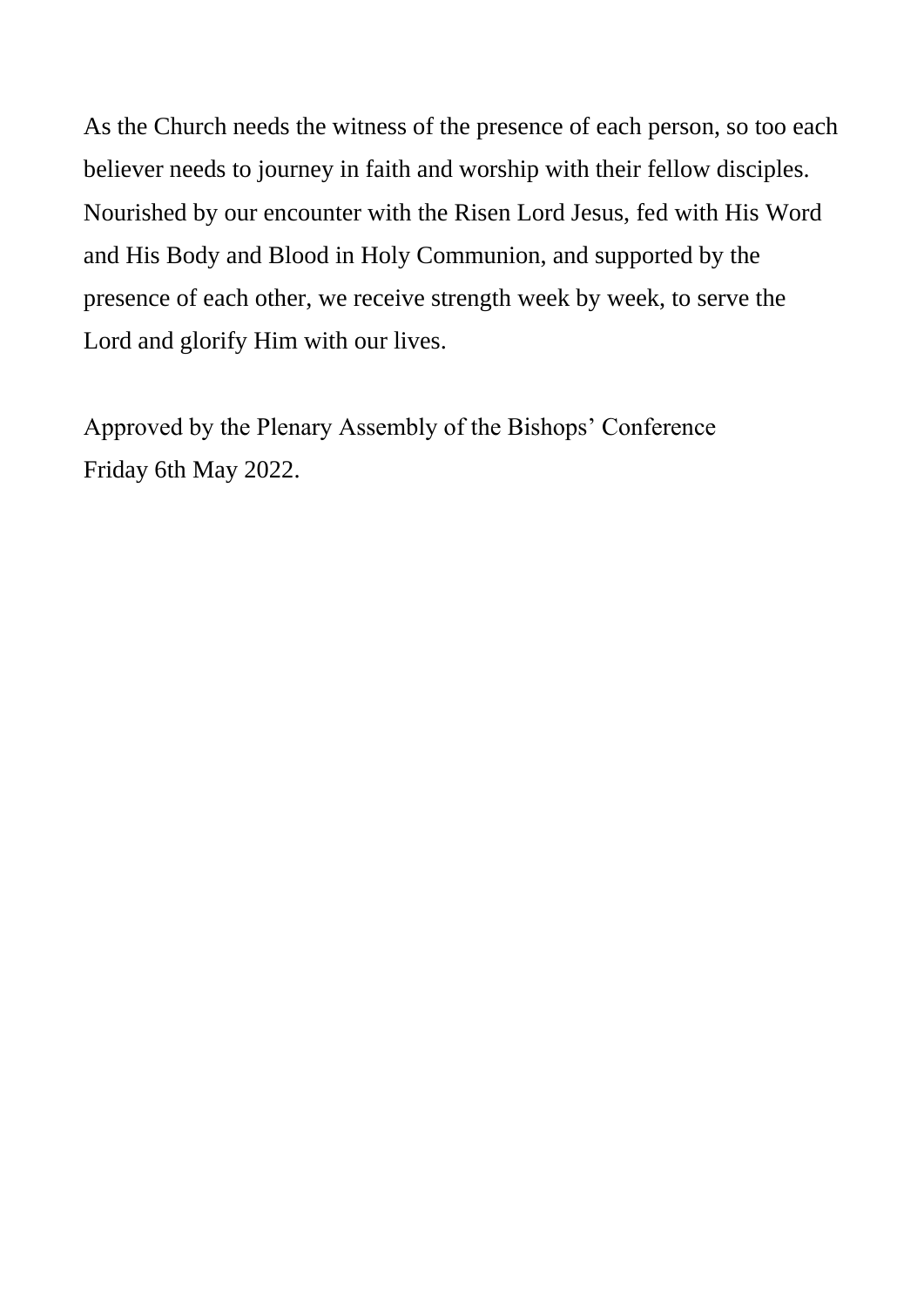As the Church needs the witness of the presence of each person, so too each believer needs to journey in faith and worship with their fellow disciples. Nourished by our encounter with the Risen Lord Jesus, fed with His Word and His Body and Blood in Holy Communion, and supported by the presence of each other, we receive strength week by week, to serve the Lord and glorify Him with our lives.

Approved by the Plenary Assembly of the Bishops' Conference
Friday 6th May 2022.